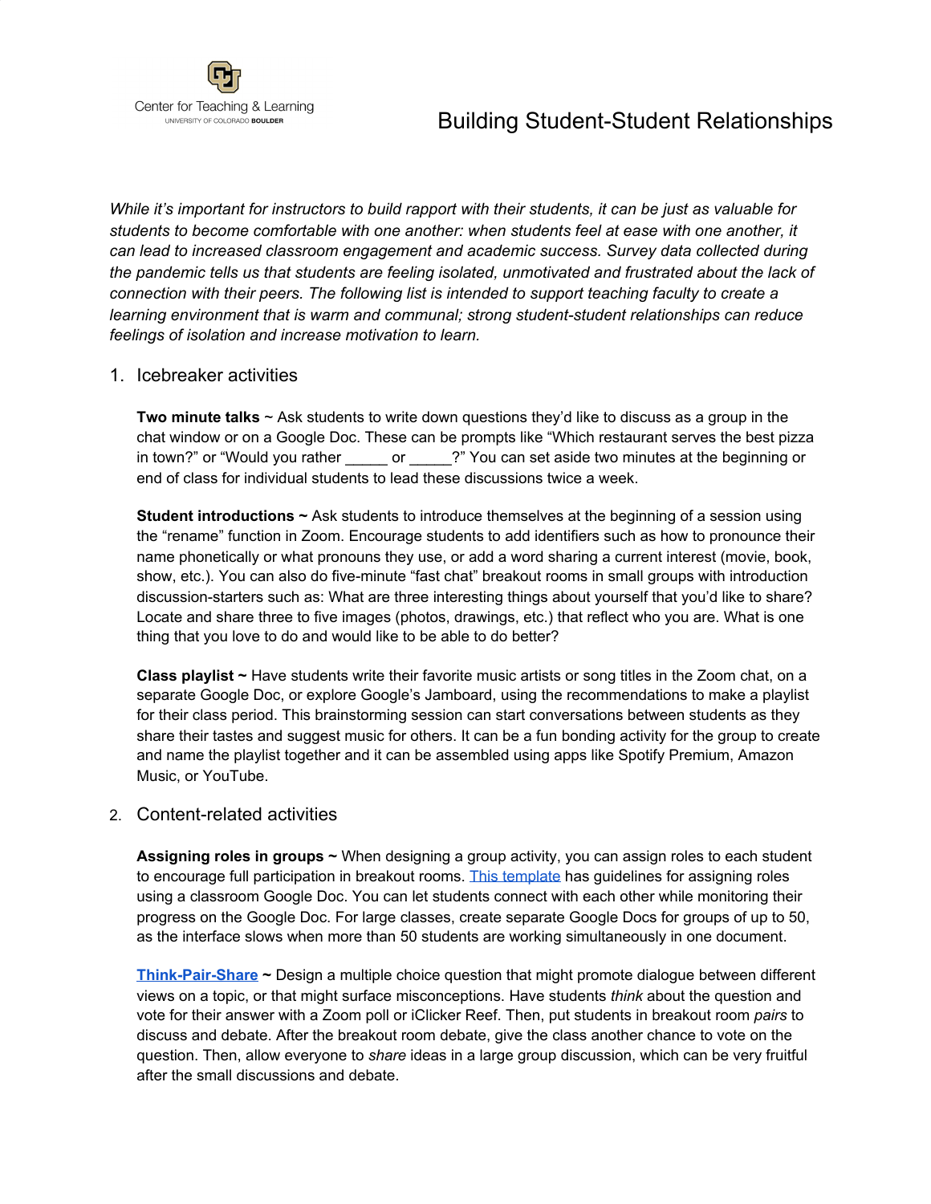Center for Teaching & Learning
UNIVERSITY OF COLORADO **BOULDER**

# Building Student-Student Relationships

*While it's important for instructors to build rapport with their students, it can be just as valuable for students to become comfortable with one another: when students feel at ease with one another, it can lead to increased classroom engagement and academic success. Survey data collected during the pandemic tells us that students are feeling isolated, unmotivated and frustrated about the lack of connection with their peers. The following list is intended to support teaching faculty to create a learning environment that is warm and communal; strong student-student relationships can reduce feelings of isolation and increase motivation to learn.*

## 1. Icebreaker activities

**Two minute talks** ~ Ask students to write down questions they'd like to discuss as a group in the chat window or on a Google Doc. These can be prompts like "Which restaurant serves the best pizza in town?" or "Would you rather _____ or _____?" You can set aside two minutes at the beginning or end of class for individual students to lead these discussions twice a week.

**Student introductions ~** Ask students to introduce themselves at the beginning of a session using the "rename" function in Zoom. Encourage students to add identifiers such as how to pronounce their name phonetically or what pronouns they use, or add a word sharing a current interest (movie, book, show, etc.). You can also do five-minute "fast chat" breakout rooms in small groups with introduction discussion-starters such as: What are three interesting things about yourself that you'd like to share? Locate and share three to five images (photos, drawings, etc.) that reflect who you are. What is one thing that you love to do and would like to be able to do better?

**Class playlist ~** Have students write their favorite music artists or song titles in the Zoom chat, on a separate Google Doc, or explore Google's Jamboard, using the recommendations to make a playlist for their class period. This brainstorming session can start conversations between students as they share their tastes and suggest music for others. It can be a fun bonding activity for the group to create and name the playlist together and it can be assembled using apps like Spotify Premium, Amazon Music, or YouTube.

## 2. Content-related activities

**Assigning roles in groups ~** When designing a group activity, you can assign roles to each student to encourage full participation in breakout rooms. This template has guidelines for assigning roles using a classroom Google Doc. You can let students connect with each other while monitoring their progress on the Google Doc. For large classes, create separate Google Docs for groups of up to 50, as the interface slows when more than 50 students are working simultaneously in one document.

**Think-Pair-Share ~** Design a multiple choice question that might promote dialogue between different views on a topic, or that might surface misconceptions. Have students *think* about the question and vote for their answer with a Zoom poll or iClicker Reef. Then, put students in breakout room *pairs* to discuss and debate. After the breakout room debate, give the class another chance to vote on the question. Then, allow everyone to *share* ideas in a large group discussion, which can be very fruitful after the small discussions and debate.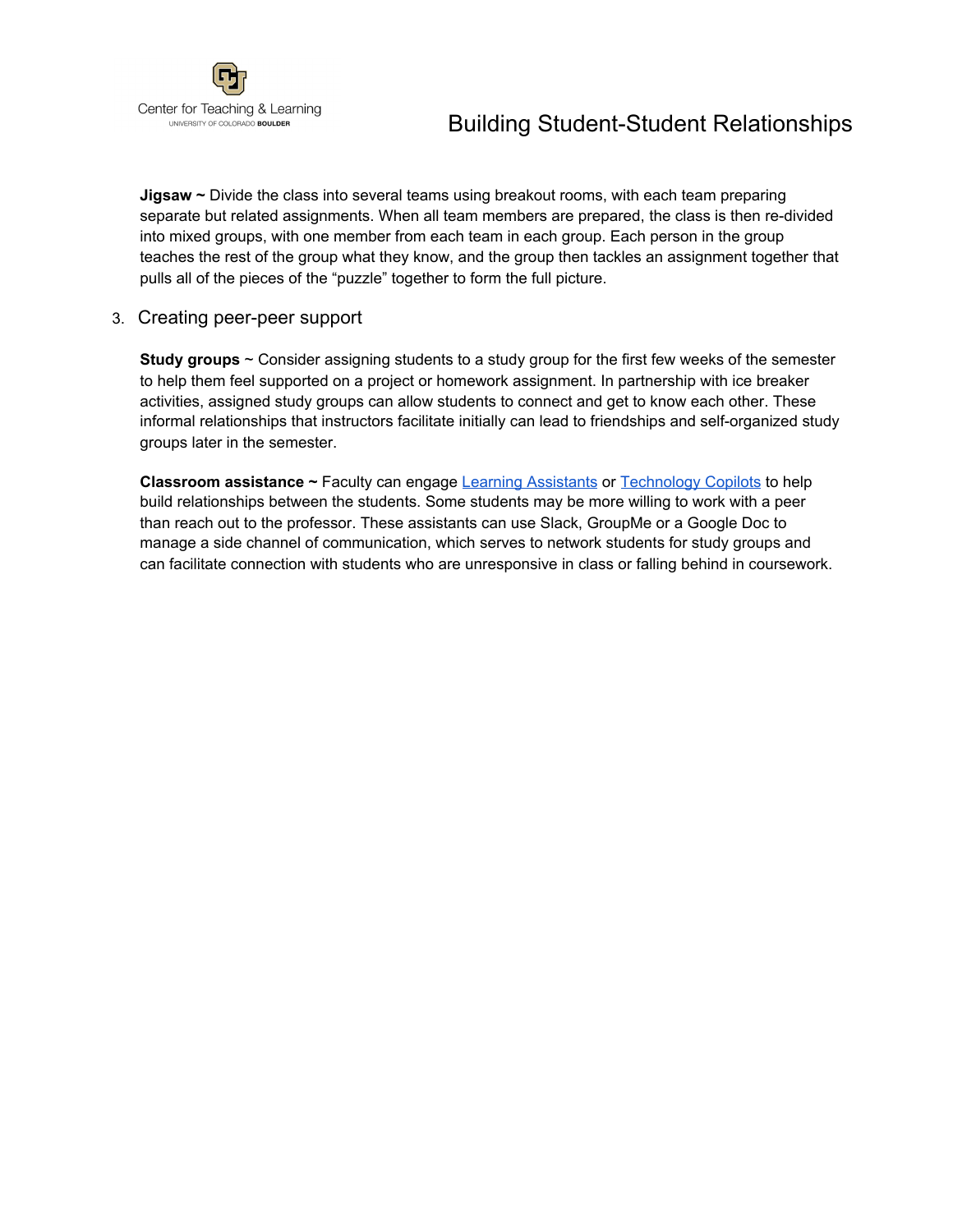**Jigsaw ~** Divide the class into several teams using breakout rooms, with each team preparing separate but related assignments. When all team members are prepared, the class is then re-divided into mixed groups, with one member from each team in each group. Each person in the group teaches the rest of the group what they know, and the group then tackles an assignment together that pulls all of the pieces of the "puzzle" together to form the full picture.

3. Creating peer-peer support

**Study groups** ~ Consider assigning students to a study group for the first few weeks of the semester to help them feel supported on a project or homework assignment. In partnership with ice breaker activities, assigned study groups can allow students to connect and get to know each other. These informal relationships that instructors facilitate initially can lead to friendships and self-organized study groups later in the semester.

**Classroom assistance ~** Faculty can engage Learning Assistants or Technology Copilots to help build relationships between the students. Some students may be more willing to work with a peer than reach out to the professor. These assistants can use Slack, GroupMe or a Google Doc to manage a side channel of communication, which serves to network students for study groups and can facilitate connection with students who are unresponsive in class or falling behind in coursework.